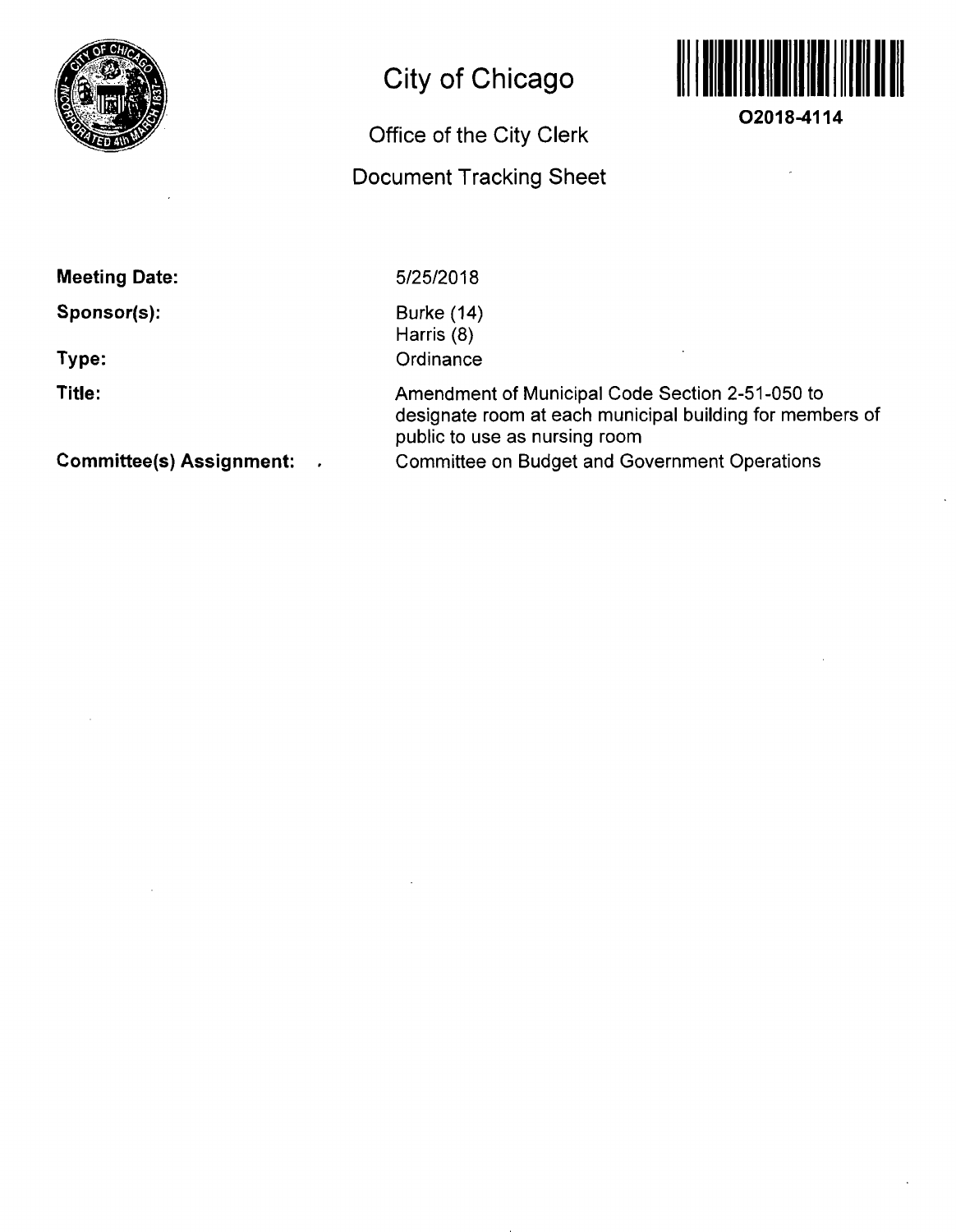# City of Chicago

## Office of the City Clerk

## Document Tracking Sheet

**O2018-4114**

**Meeting Date:** 5/25/2018

**Sponsor(s):** Burke (14)
Harris (8)

**Type:** Ordinance

**Title:** Amendment of Municipal Code Section 2-51-050 to designate room at each municipal building for members of public to use as nursing room

**Committee(s) Assignment:** Committee on Budget and Government Operations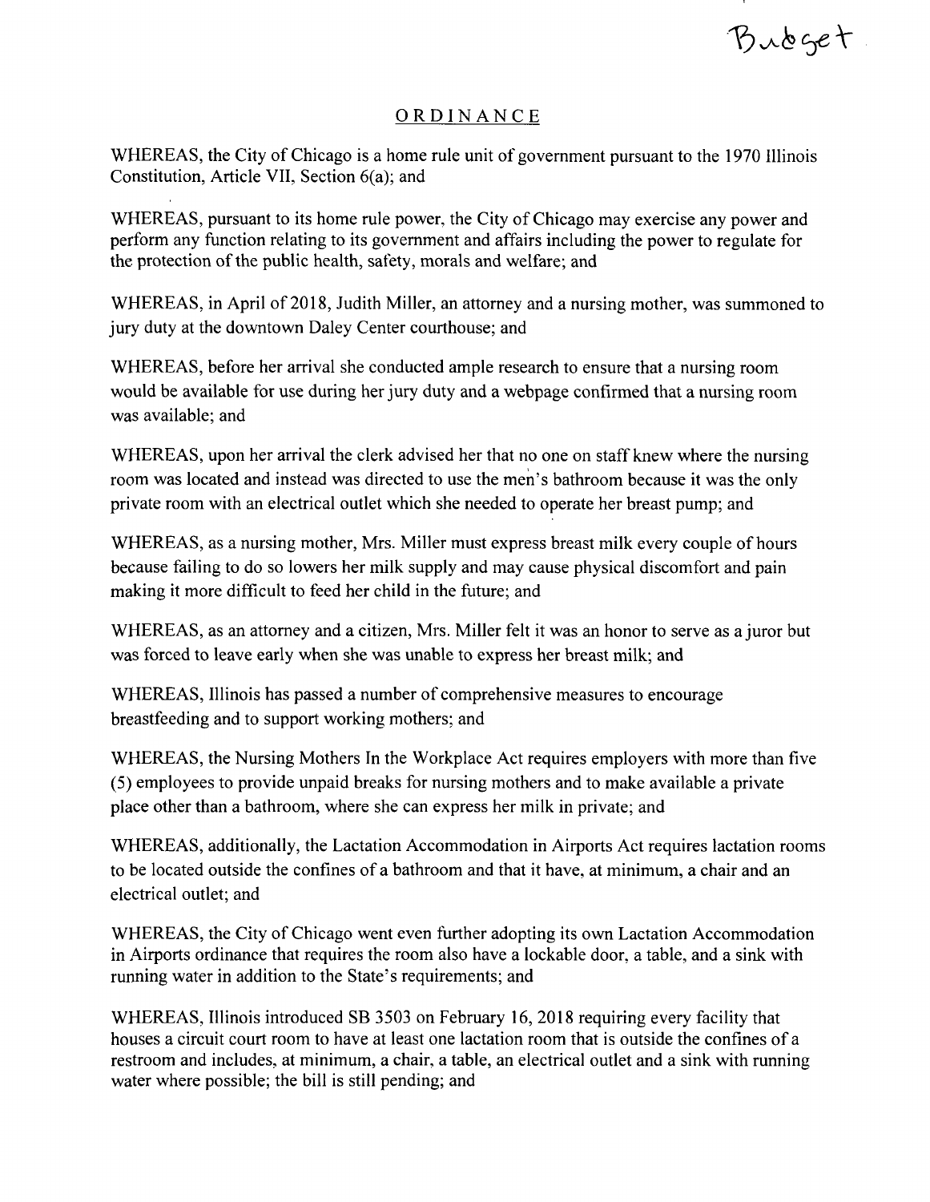Budget

# ORDINANCE

WHEREAS, the City of Chicago is a home rule unit of government pursuant to the 1970 Illinois Constitution, Article VII, Section 6(a); and

WHEREAS, pursuant to its home rule power, the City of Chicago may exercise any power and perform any function relating to its government and affairs including the power to regulate for the protection of the public health, safety, morals and welfare; and

WHEREAS, in April of 2018, Judith Miller, an attorney and a nursing mother, was summoned to jury duty at the downtown Daley Center courthouse; and

WHEREAS, before her arrival she conducted ample research to ensure that a nursing room would be available for use during her jury duty and a webpage confirmed that a nursing room was available; and

WHEREAS, upon her arrival the clerk advised her that no one on staff knew where the nursing room was located and instead was directed to use the men's bathroom because it was the only private room with an electrical outlet which she needed to operate her breast pump; and

WHEREAS, as a nursing mother, Mrs. Miller must express breast milk every couple of hours because failing to do so lowers her milk supply and may cause physical discomfort and pain making it more difficult to feed her child in the future; and

WHEREAS, as an attorney and a citizen, Mrs. Miller felt it was an honor to serve as a juror but was forced to leave early when she was unable to express her breast milk; and

WHEREAS, Illinois has passed a number of comprehensive measures to encourage breastfeeding and to support working mothers; and

WHEREAS, the Nursing Mothers In the Workplace Act requires employers with more than five (5) employees to provide unpaid breaks for nursing mothers and to make available a private place other than a bathroom, where she can express her milk in private; and

WHEREAS, additionally, the Lactation Accommodation in Airports Act requires lactation rooms to be located outside the confines of a bathroom and that it have, at minimum, a chair and an electrical outlet; and

WHEREAS, the City of Chicago went even further adopting its own Lactation Accommodation in Airports ordinance that requires the room also have a lockable door, a table, and a sink with running water in addition to the State's requirements; and

WHEREAS, Illinois introduced SB 3503 on February 16, 2018 requiring every facility that houses a circuit court room to have at least one lactation room that is outside the confines of a restroom and includes, at minimum, a chair, a table, an electrical outlet and a sink with running water where possible; the bill is still pending; and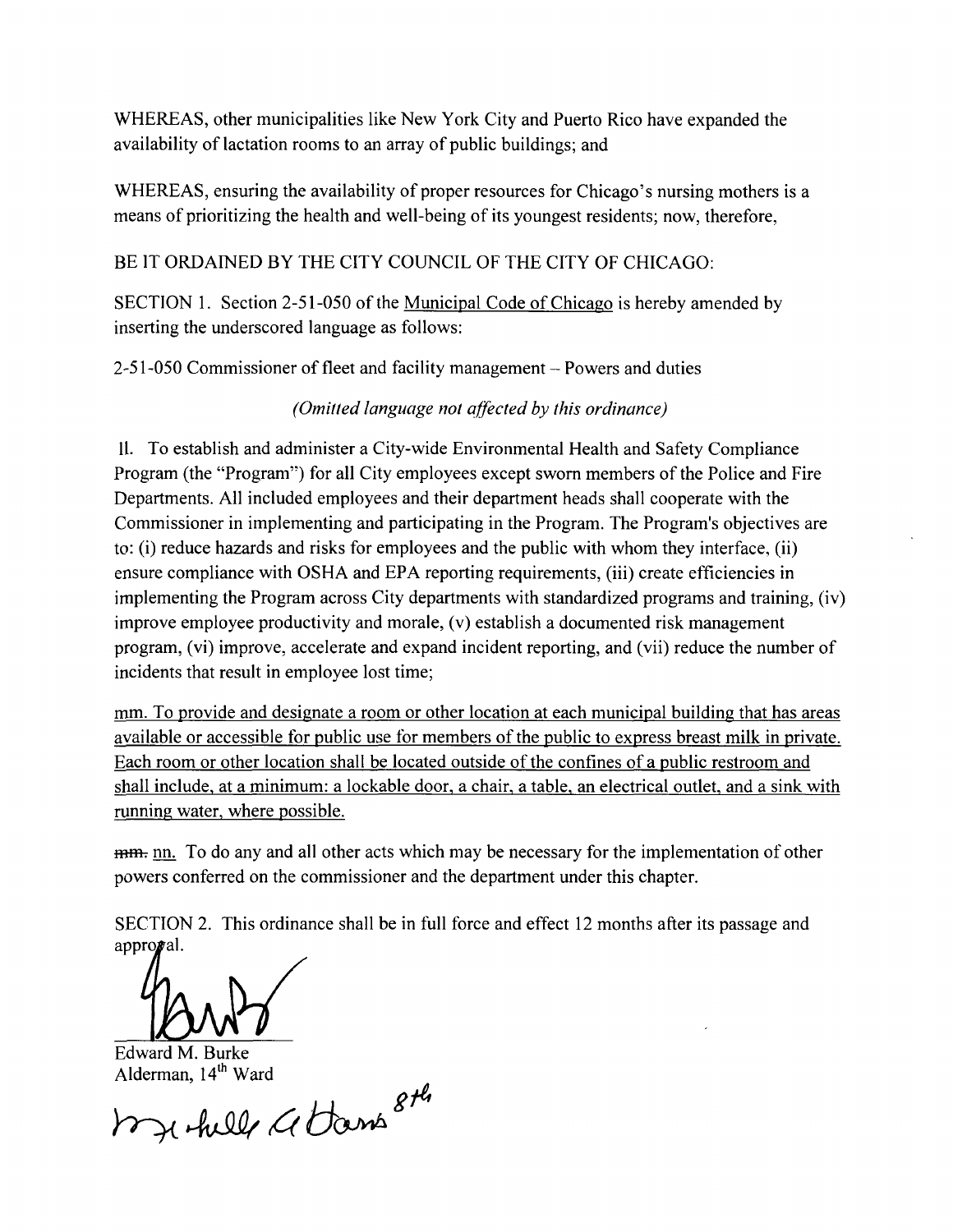WHEREAS, other municipalities like New York City and Puerto Rico have expanded the availability of lactation rooms to an array of public buildings; and

WHEREAS, ensuring the availability of proper resources for Chicago's nursing mothers is a means of prioritizing the health and well-being of its youngest residents; now, therefore,

BE IT ORDAINED BY THE CITY COUNCIL OF THE CITY OF CHICAGO:

SECTION 1. Section 2-51-050 of the <u>Municipal Code of Chicago</u> is hereby amended by inserting the underscored language as follows:

2-51-050 Commissioner of fleet and facility management – Powers and duties

*(Omitted language not affected by this ordinance)*

ll. To establish and administer a City-wide Environmental Health and Safety Compliance Program (the "Program") for all City employees except sworn members of the Police and Fire Departments. All included employees and their department heads shall cooperate with the Commissioner in implementing and participating in the Program. The Program's objectives are to: (i) reduce hazards and risks for employees and the public with whom they interface, (ii) ensure compliance with OSHA and EPA reporting requirements, (iii) create efficiencies in implementing the Program across City departments with standardized programs and training, (iv) improve employee productivity and morale, (v) establish a documented risk management program, (vi) improve, accelerate and expand incident reporting, and (vii) reduce the number of incidents that result in employee lost time;

<u>mm. To provide and designate a room or other location at each municipal building that has areas available or accessible for public use for members of the public to express breast milk in private. Each room or other location shall be located outside of the confines of a public restroom and shall include, at a minimum: a lockable door, a chair, a table, an electrical outlet, and a sink with running water, where possible.</u>

~~mm.~~ <u>nn.</u> To do any and all other acts which may be necessary for the implementation of other powers conferred on the commissioner and the department under this chapter.

SECTION 2. This ordinance shall be in full force and effect 12 months after its passage and approval.

Edward M. Burke
Alderman, 14th Ward

Michelle A. Harris 8th